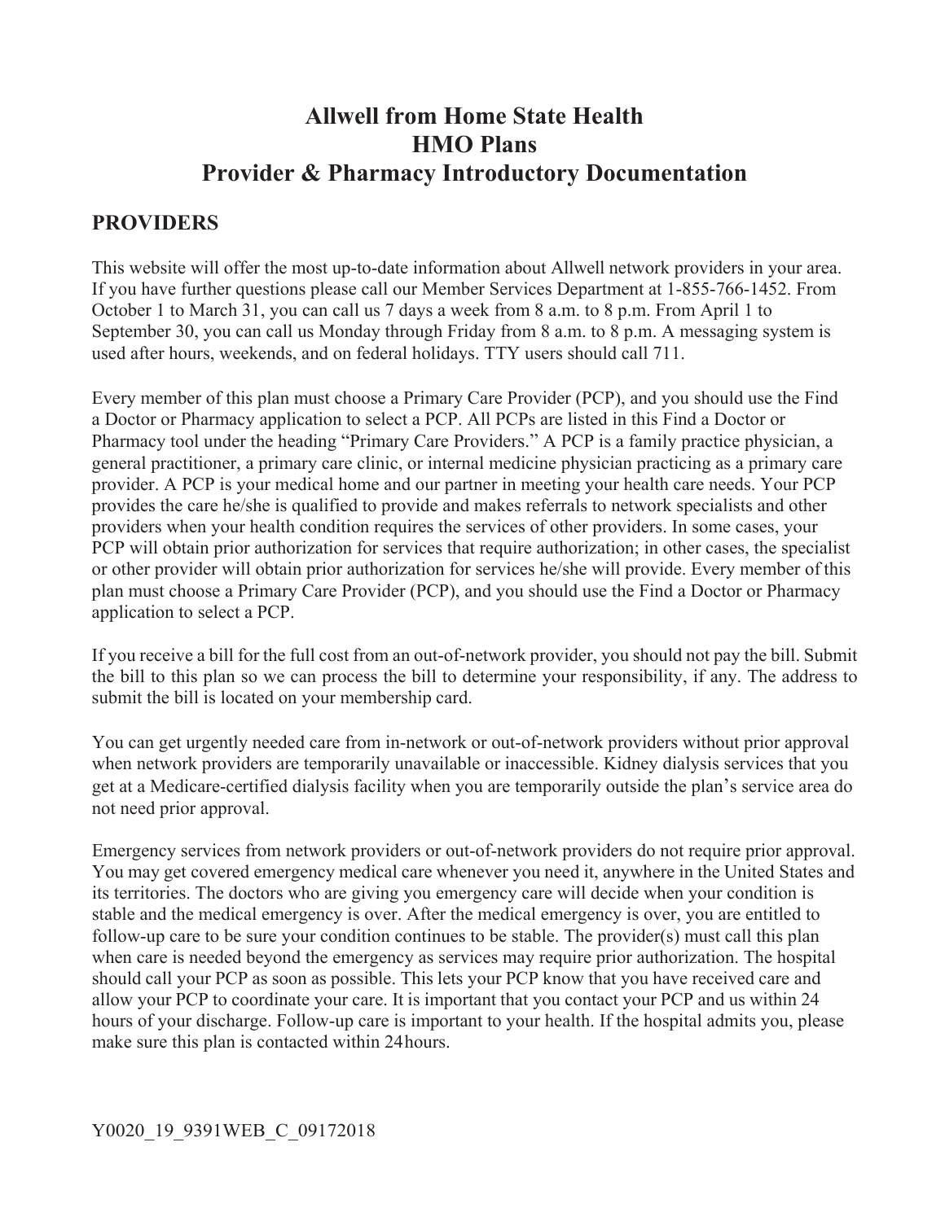# Allwell from Home State Health
# HMO Plans
# Provider & Pharmacy Introductory Documentation

## PROVIDERS

This website will offer the most up-to-date information about Allwell network providers in your area. If you have further questions please call our Member Services Department at 1-855-766-1452. From October 1 to March 31, you can call us 7 days a week from 8 a.m. to 8 p.m. From April 1 to September 30, you can call us Monday through Friday from 8 a.m. to 8 p.m. A messaging system is used after hours, weekends, and on federal holidays. TTY users should call 711.

Every member of this plan must choose a Primary Care Provider (PCP), and you should use the Find a Doctor or Pharmacy application to select a PCP. All PCPs are listed in this Find a Doctor or Pharmacy tool under the heading "Primary Care Providers." A PCP is a family practice physician, a general practitioner, a primary care clinic, or internal medicine physician practicing as a primary care provider. A PCP is your medical home and our partner in meeting your health care needs. Your PCP provides the care he/she is qualified to provide and makes referrals to network specialists and other providers when your health condition requires the services of other providers. In some cases, your PCP will obtain prior authorization for services that require authorization; in other cases, the specialist or other provider will obtain prior authorization for services he/she will provide. Every member of this plan must choose a Primary Care Provider (PCP), and you should use the Find a Doctor or Pharmacy application to select a PCP.

If you receive a bill for the full cost from an out-of-network provider, you should not pay the bill. Submit the bill to this plan so we can process the bill to determine your responsibility, if any. The address to submit the bill is located on your membership card.

You can get urgently needed care from in-network or out-of-network providers without prior approval when network providers are temporarily unavailable or inaccessible. Kidney dialysis services that you get at a Medicare-certified dialysis facility when you are temporarily outside the plan's service area do not need prior approval.

Emergency services from network providers or out-of-network providers do not require prior approval. You may get covered emergency medical care whenever you need it, anywhere in the United States and its territories. The doctors who are giving you emergency care will decide when your condition is stable and the medical emergency is over. After the medical emergency is over, you are entitled to follow-up care to be sure your condition continues to be stable. The provider(s) must call this plan when care is needed beyond the emergency as services may require prior authorization. The hospital should call your PCP as soon as possible. This lets your PCP know that you have received care and allow your PCP to coordinate your care. It is important that you contact your PCP and us within 24 hours of your discharge. Follow-up care is important to your health. If the hospital admits you, please make sure this plan is contacted within 24 hours.

Y0020_19_9391WEB_C_09172018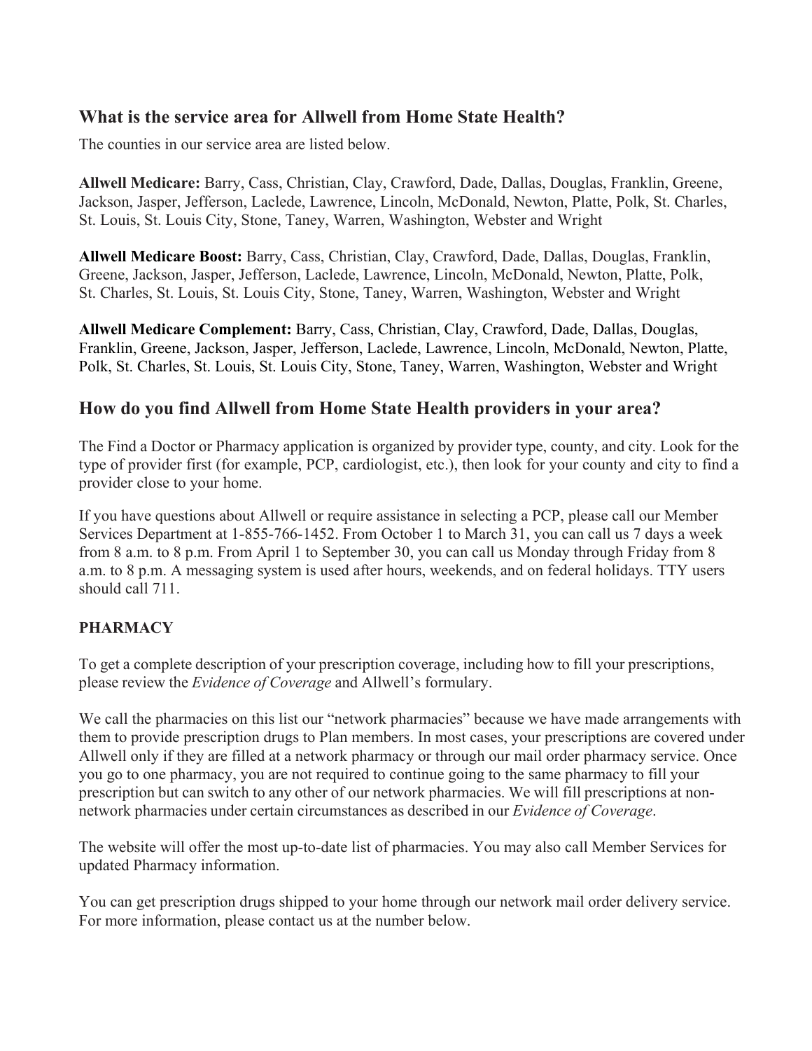## What is the service area for Allwell from Home State Health?

The counties in our service area are listed below.

**Allwell Medicare:** Barry, Cass, Christian, Clay, Crawford, Dade, Dallas, Douglas, Franklin, Greene, Jackson, Jasper, Jefferson, Laclede, Lawrence, Lincoln, McDonald, Newton, Platte, Polk, St. Charles, St. Louis, St. Louis City, Stone, Taney, Warren, Washington, Webster and Wright

**Allwell Medicare Boost:** Barry, Cass, Christian, Clay, Crawford, Dade, Dallas, Douglas, Franklin, Greene, Jackson, Jasper, Jefferson, Laclede, Lawrence, Lincoln, McDonald, Newton, Platte, Polk, St. Charles, St. Louis, St. Louis City, Stone, Taney, Warren, Washington, Webster and Wright

**Allwell Medicare Complement:** Barry, Cass, Christian, Clay, Crawford, Dade, Dallas, Douglas, Franklin, Greene, Jackson, Jasper, Jefferson, Laclede, Lawrence, Lincoln, McDonald, Newton, Platte, Polk, St. Charles, St. Louis, St. Louis City, Stone, Taney, Warren, Washington, Webster and Wright

## How do you find Allwell from Home State Health providers in your area?

The Find a Doctor or Pharmacy application is organized by provider type, county, and city. Look for the type of provider first (for example, PCP, cardiologist, etc.), then look for your county and city to find a provider close to your home.

If you have questions about Allwell or require assistance in selecting a PCP, please call our Member Services Department at 1-855-766-1452. From October 1 to March 31, you can call us 7 days a week from 8 a.m. to 8 p.m. From April 1 to September 30, you can call us Monday through Friday from 8 a.m. to 8 p.m. A messaging system is used after hours, weekends, and on federal holidays. TTY users should call 711.

### PHARMACY

To get a complete description of your prescription coverage, including how to fill your prescriptions, please review the *Evidence of Coverage* and Allwell's formulary.

We call the pharmacies on this list our "network pharmacies" because we have made arrangements with them to provide prescription drugs to Plan members. In most cases, your prescriptions are covered under Allwell only if they are filled at a network pharmacy or through our mail order pharmacy service. Once you go to one pharmacy, you are not required to continue going to the same pharmacy to fill your prescription but can switch to any other of our network pharmacies. We will fill prescriptions at non-network pharmacies under certain circumstances as described in our *Evidence of Coverage*.

The website will offer the most up-to-date list of pharmacies. You may also call Member Services for updated Pharmacy information.

You can get prescription drugs shipped to your home through our network mail order delivery service. For more information, please contact us at the number below.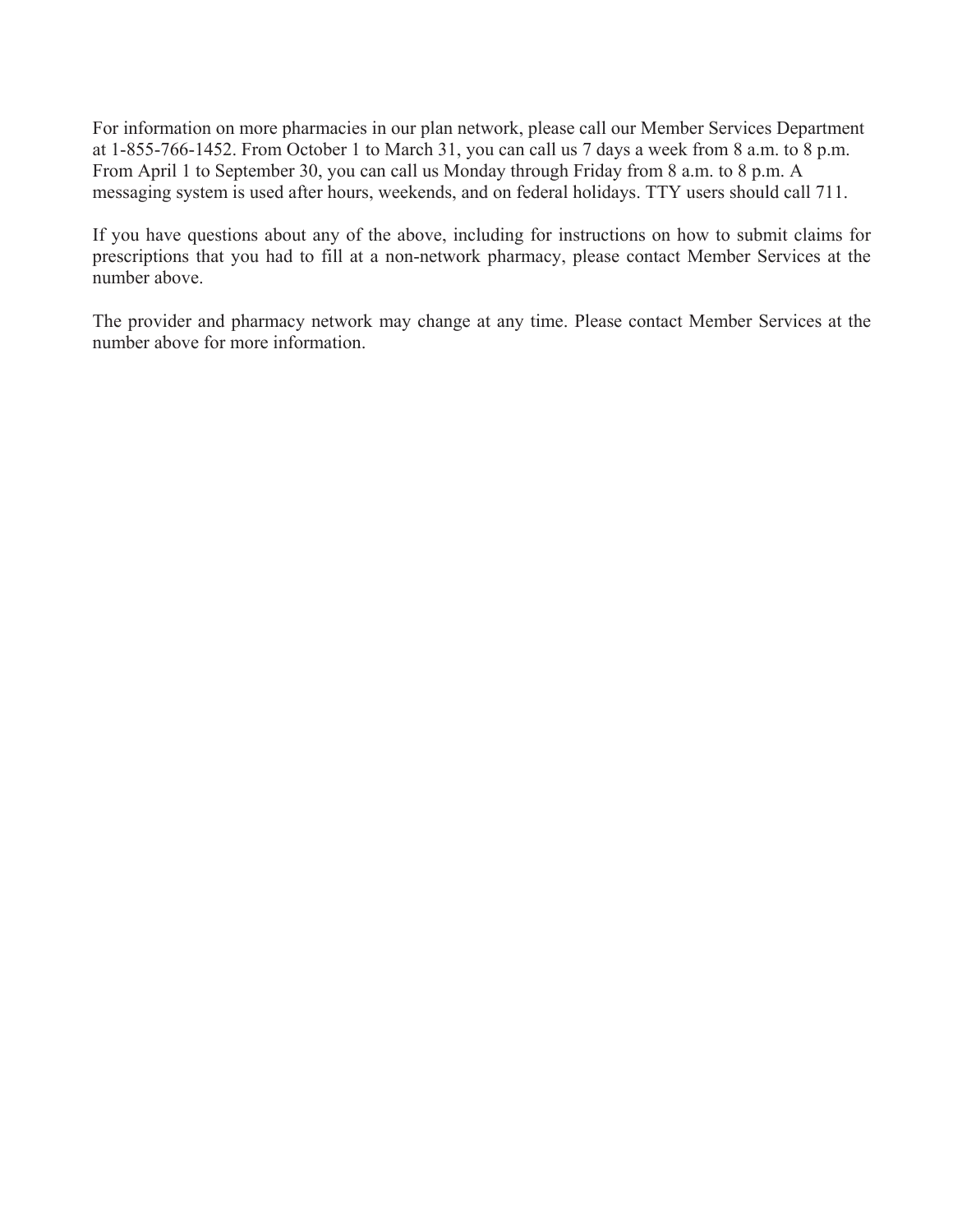For information on more pharmacies in our plan network, please call our Member Services Department at 1-855-766-1452. From October 1 to March 31, you can call us 7 days a week from 8 a.m. to 8 p.m. From April 1 to September 30, you can call us Monday through Friday from 8 a.m. to 8 p.m. A messaging system is used after hours, weekends, and on federal holidays. TTY users should call 711.

If you have questions about any of the above, including for instructions on how to submit claims for prescriptions that you had to fill at a non-network pharmacy, please contact Member Services at the number above.

The provider and pharmacy network may change at any time. Please contact Member Services at the number above for more information.